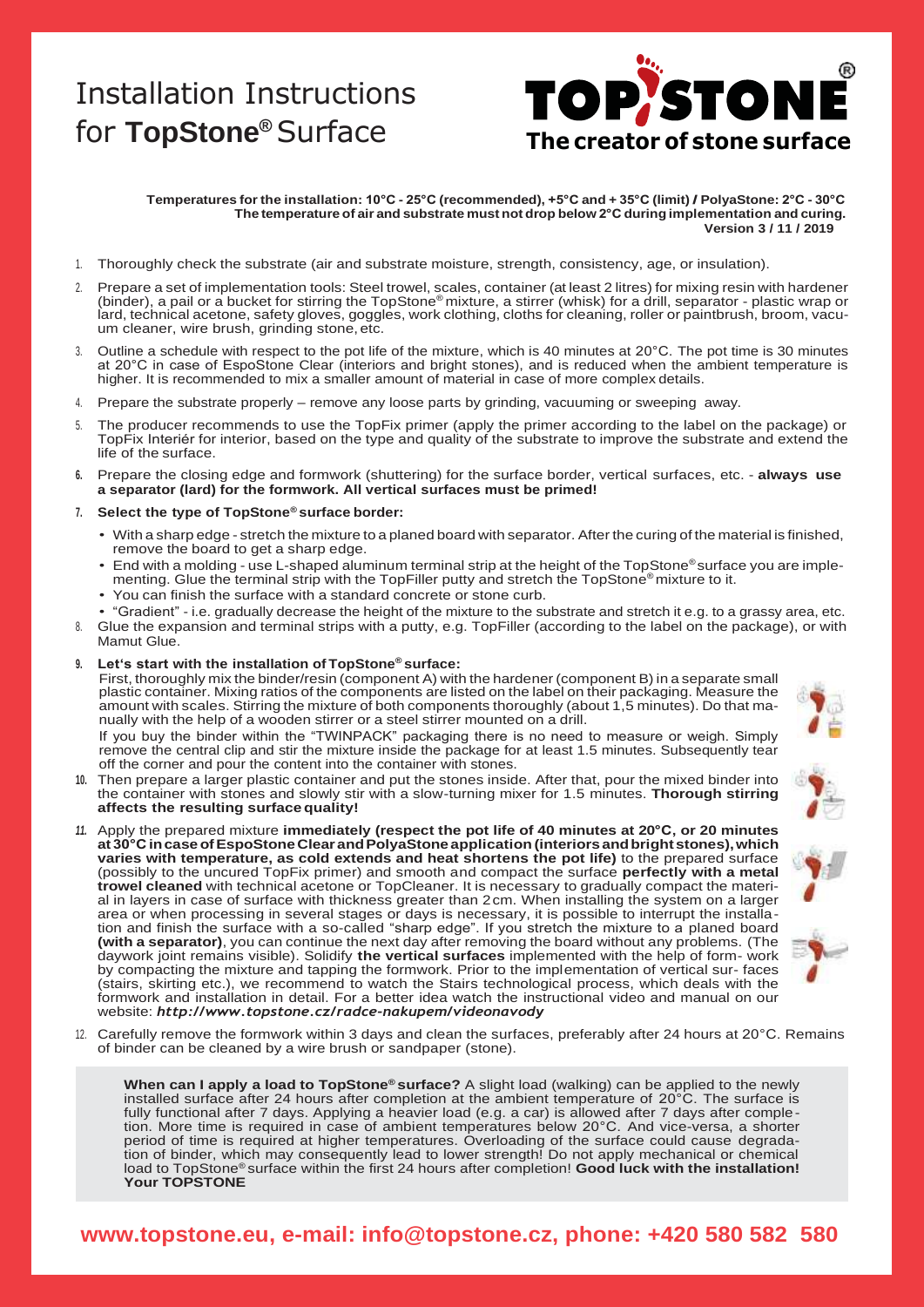# Installation Instructions for **TopStone®** Surface

**TOPSTONE®**
**The creator of stone surface**

**Temperatures for the installation: 10°C - 25°C (recommended), +5°C and + 35°C (limit) / PolyaStone: 2°C - 30°C**
**The temperature of air and substrate must not drop below 2°C during implementation and curing.**
**Version 3 / 11 / 2019**

1. Thoroughly check the substrate (air and substrate moisture, strength, consistency, age, or insulation).
2. Prepare a set of implementation tools: Steel trowel, scales, container (at least 2 litres) for mixing resin with hardener (binder), a pail or a bucket for stirring the TopStone® mixture, a stirrer (whisk) for a drill, separator - plastic wrap or lard, technical acetone, safety gloves, goggles, work clothing, cloths for cleaning, roller or paintbrush, broom, vacuum cleaner, wire brush, grinding stone, etc.
3. Outline a schedule with respect to the pot life of the mixture, which is 40 minutes at 20°C. The pot time is 30 minutes at 20°C in case of EspoStone Clear (interiors and bright stones), and is reduced when the ambient temperature is higher. It is recommended to mix a smaller amount of material in case of more complex details.
4. Prepare the substrate properly – remove any loose parts by grinding, vacuuming or sweeping away.
5. The producer recommends to use the TopFix primer (apply the primer according to the label on the package) or TopFix Interiér for interior, based on the type and quality of the substrate to improve the substrate and extend the life of the surface.
6. Prepare the closing edge and formwork (shuttering) for the surface border, vertical surfaces, etc. - **always use a separator (lard) for the formwork. All vertical surfaces must be primed!**
7. **Select the type of TopStone® surface border:**
   - With a sharp edge - stretch the mixture to a planed board with separator. After the curing of the material is finished, remove the board to get a sharp edge.
   - End with a molding - use L-shaped aluminum terminal strip at the height of the TopStone® surface you are implementing. Glue the terminal strip with the TopFiller putty and stretch the TopStone® mixture to it.
   - You can finish the surface with a standard concrete or stone curb.
   - "Gradient" - i.e. gradually decrease the height of the mixture to the substrate and stretch it e.g. to a grassy area, etc.
8. Glue the expansion and terminal strips with a putty, e.g. TopFiller (according to the label on the package), or with Mamut Glue.
9. **Let's start with the installation of TopStone® surface:**
   First, thoroughly mix the binder/resin (component A) with the hardener (component B) in a separate small plastic container. Mixing ratios of the components are listed on the label on their packaging. Measure the amount with scales. Stirring the mixture of both components thoroughly (about 1,5 minutes). Do that manually with the help of a wooden stirrer or a steel stirrer mounted on a drill.
   If you buy the binder within the "TWINPACK" packaging there is no need to measure or weigh. Simply remove the central clip and stir the mixture inside the package for at least 1.5 minutes. Subsequently tear off the corner and pour the content into the container with stones.
10. Then prepare a larger plastic container and put the stones inside. After that, pour the mixed binder into the container with stones and slowly stir with a slow-turning mixer for 1.5 minutes. **Thorough stirring affects the resulting surface quality!**
11. Apply the prepared mixture **immediately (respect the pot life of 40 minutes at 20°C, or 20 minutes at 30°C in case of EspoStone Clear and PolyaStone application (interiors and bright stones), which varies with temperature, as cold extends and heat shortens the pot life)** to the prepared surface (possibly to the uncured TopFix primer) and smooth and compact the surface **perfectly with a metal trowel cleaned** with technical acetone or TopCleaner. It is necessary to gradually compact the material in layers in case of surface with thickness greater than 2 cm. When installing the system on a larger area or when processing in several stages or days is necessary, it is possible to interrupt the installation and finish the surface with a so-called "sharp edge". If you stretch the mixture to a planed board **(with a separator)**, you can continue the next day after removing the board without any problems. (The daywork joint remains visible). Solidify **the vertical surfaces** implemented with the help of form- work by compacting the mixture and tapping the formwork. Prior to the implementation of vertical sur- faces (stairs, skirting etc.), we recommend to watch the Stairs technological process, which deals with the formwork and installation in detail. For a better idea watch the instructional video and manual on our website: ***http://www.topstone.cz/radce-nakupem/videonavody***
12. Carefully remove the formwork within 3 days and clean the surfaces, preferably after 24 hours at 20°C. Remains of binder can be cleaned by a wire brush or sandpaper (stone).

**When can I apply a load to TopStone® surface?** A slight load (walking) can be applied to the newly installed surface after 24 hours after completion at the ambient temperature of 20°C. The surface is fully functional after 7 days. Applying a heavier load (e.g. a car) is allowed after 7 days after completion. More time is required in case of ambient temperatures below 20°C. And vice-versa, a shorter period of time is required at higher temperatures. Overloading of the surface could cause degradation of binder, which may consequently lead to lower strength! Do not apply mechanical or chemical load to TopStone® surface within the first 24 hours after completion! **Good luck with the installation! Your TOPSTONE**

**www.topstone.eu, e-mail: info@topstone.cz, phone: +420 580 582 580**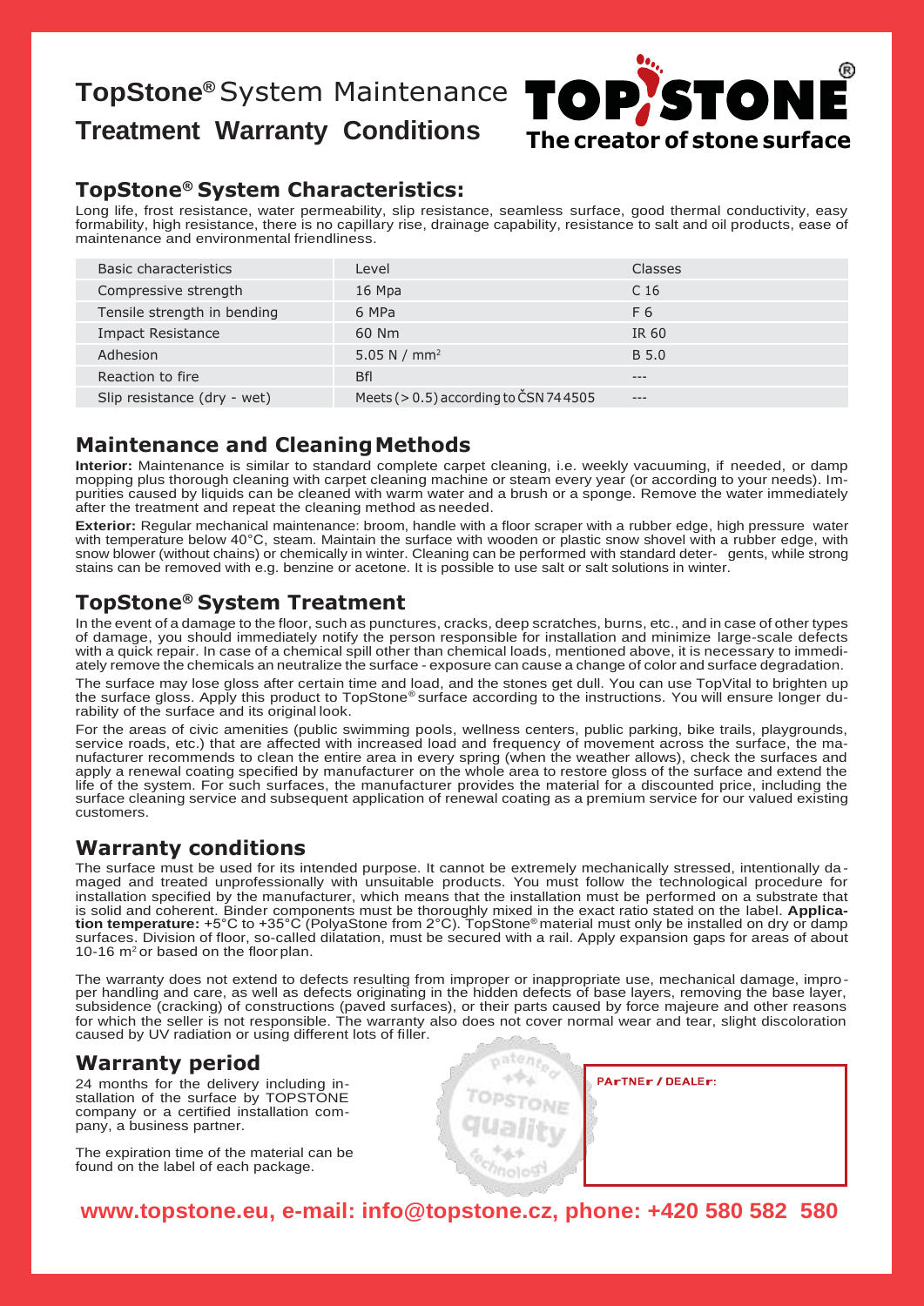# TopStone® System Maintenance

## Treatment Warranty Conditions

TOPSTONE®
The creator of stone surface

## TopStone® System Characteristics:

Long life, frost resistance, water permeability, slip resistance, seamless surface, good thermal conductivity, easy formability, high resistance, there is no capillary rise, drainage capability, resistance to salt and oil products, ease of maintenance and environmental friendliness.

| Basic characteristics | Level | Classes |
|---|---|---|
| Compressive strength | 16 Mpa | C 16 |
| Tensile strength in bending | 6 MPa | F 6 |
| Impact Resistance | 60 Nm | IR 60 |
| Adhesion | 5.05 N / mm² | B 5.0 |
| Reaction to fire | Bfl | --- |
| Slip resistance (dry - wet) | Meets (> 0.5) according to ČSN 74 4505 | --- |

## Maintenance and Cleaning Methods

**Interior:** Maintenance is similar to standard complete carpet cleaning, i.e. weekly vacuuming, if needed, or damp mopping plus thorough cleaning with carpet cleaning machine or steam every year (or according to your needs). Impurities caused by liquids can be cleaned with warm water and a brush or a sponge. Remove the water immediately after the treatment and repeat the cleaning method as needed.

**Exterior:** Regular mechanical maintenance: broom, handle with a floor scraper with a rubber edge, high pressure water with temperature below 40°C, steam. Maintain the surface with wooden or plastic snow shovel with a rubber edge, with snow blower (without chains) or chemically in winter. Cleaning can be performed with standard detergents, while strong stains can be removed with e.g. benzine or acetone. It is possible to use salt or salt solutions in winter.

## TopStone® System Treatment

In the event of a damage to the floor, such as punctures, cracks, deep scratches, burns, etc., and in case of other types of damage, you should immediately notify the person responsible for installation and minimize large-scale defects with a quick repair. In case of a chemical spill other than chemical loads, mentioned above, it is necessary to immediately remove the chemicals an neutralize the surface - exposure can cause a change of color and surface degradation.

The surface may lose gloss after certain time and load, and the stones get dull. You can use TopVital to brighten up the surface gloss. Apply this product to TopStone® surface according to the instructions. You will ensure longer durability of the surface and its original look.

For the areas of civic amenities (public swimming pools, wellness centers, public parking, bike trails, playgrounds, service roads, etc.) that are affected with increased load and frequency of movement across the surface, the manufacturer recommends to clean the entire area in every spring (when the weather allows), check the surfaces and apply a renewal coating specified by manufacturer on the whole area to restore gloss of the surface and extend the life of the system. For such surfaces, the manufacturer provides the material for a discounted price, including the surface cleaning service and subsequent application of renewal coating as a premium service for our valued existing customers.

## Warranty conditions

The surface must be used for its intended purpose. It cannot be extremely mechanically stressed, intentionally damaged and treated unprofessionally with unsuitable products. You must follow the technological procedure for installation specified by the manufacturer, which means that the installation must be performed on a substrate that is solid and coherent. Binder components must be thoroughly mixed in the exact ratio stated on the label. **Application temperature:** +5°C to +35°C (PolyaStone from 2°C). TopStone® material must only be installed on dry or damp surfaces. Division of floor, so-called dilatation, must be secured with a rail. Apply expansion gaps for areas of about 10-16 m² or based on the floor plan.

The warranty does not extend to defects resulting from improper or inappropriate use, mechanical damage, improper handling and care, as well as defects originating in the hidden defects of base layers, removing the base layer, subsidence (cracking) of constructions (paved surfaces), or their parts caused by force majeure and other reasons for which the seller is not responsible. The warranty also does not cover normal wear and tear, slight discoloration caused by UV radiation or using different lots of filler.

## Warranty period

24 months for the delivery including installation of the surface by TOPSTONE company or a certified installation company, a business partner.

The expiration time of the material can be found on the label of each package.

patented TOPSTONE quality technology

PArTNEr / DEALEr:

**www.topstone.eu, e-mail: info@topstone.cz, phone: +420 580 582 580**